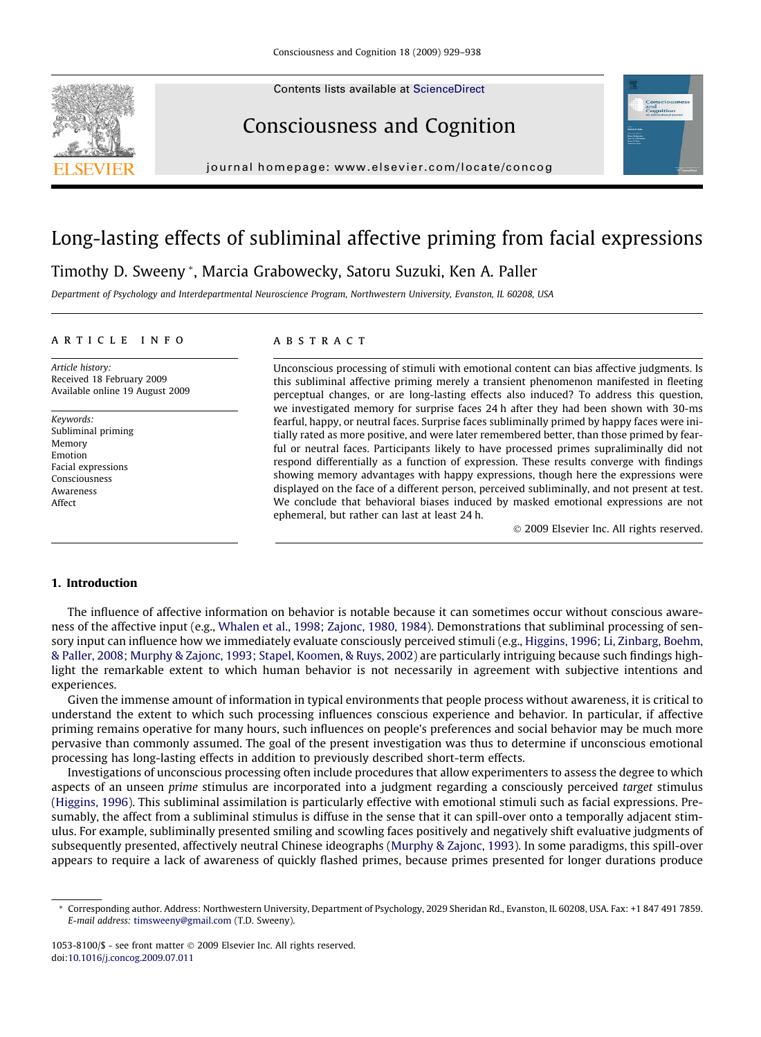# Long-lasting effects of subliminal affective priming from facial expressions

Timothy D. Sweeny *, Marcia Grabowecky, Satoru Suzuki, Ken A. Paller

*Department of Psychology and Interdepartmental Neuroscience Program, Northwestern University, Evanston, IL 60208, USA*

## ARTICLE INFO

*Article history:*
Received 18 February 2009
Available online 19 August 2009

*Keywords:*
Subliminal priming
Memory
Emotion
Facial expressions
Consciousness
Awareness
Affect

## ABSTRACT

Unconscious processing of stimuli with emotional content can bias affective judgments. Is this subliminal affective priming merely a transient phenomenon manifested in fleeting perceptual changes, or are long-lasting effects also induced? To address this question, we investigated memory for surprise faces 24 h after they had been shown with 30-ms fearful, happy, or neutral faces. Surprise faces subliminally primed by happy faces were initially rated as more positive, and were later remembered better, than those primed by fearful or neutral faces. Participants likely to have processed primes supraliminally did not respond differentially as a function of expression. These results converge with findings showing memory advantages with happy expressions, though here the expressions were displayed on the face of a different person, perceived subliminally, and not present at test. We conclude that behavioral biases induced by masked emotional expressions are not ephemeral, but rather can last at least 24 h.

© 2009 Elsevier Inc. All rights reserved.

## 1. Introduction

The influence of affective information on behavior is notable because it can sometimes occur without conscious awareness of the affective input (e.g., Whalen et al., 1998; Zajonc, 1980, 1984). Demonstrations that subliminal processing of sensory input can influence how we immediately evaluate consciously perceived stimuli (e.g., Higgins, 1996; Li, Zinbarg, Boehm, & Paller, 2008; Murphy & Zajonc, 1993; Stapel, Koomen, & Ruys, 2002) are particularly intriguing because such findings highlight the remarkable extent to which human behavior is not necessarily in agreement with subjective intentions and experiences.

Given the immense amount of information in typical environments that people process without awareness, it is critical to understand the extent to which such processing influences conscious experience and behavior. In particular, if affective priming remains operative for many hours, such influences on people's preferences and social behavior may be much more pervasive than commonly assumed. The goal of the present investigation was thus to determine if unconscious emotional processing has long-lasting effects in addition to previously described short-term effects.

Investigations of unconscious processing often include procedures that allow experimenters to assess the degree to which aspects of an unseen *prime* stimulus are incorporated into a judgment regarding a consciously perceived *target* stimulus (Higgins, 1996). This subliminal assimilation is particularly effective with emotional stimuli such as facial expressions. Presumably, the affect from a subliminal stimulus is diffuse in the sense that it can spill-over onto a temporally adjacent stimulus. For example, subliminally presented smiling and scowling faces positively and negatively shift evaluative judgments of subsequently presented, affectively neutral Chinese ideographs (Murphy & Zajonc, 1993). In some paradigms, this spill-over appears to require a lack of awareness of quickly flashed primes, because primes presented for longer durations produce

---

* Corresponding author. Address: Northwestern University, Department of Psychology, 2029 Sheridan Rd., Evanston, IL 60208, USA. Fax: +1 847 491 7859. *E-mail address:* timsweeny@gmail.com (T.D. Sweeny).

1053-8100/$ - see front matter © 2009 Elsevier Inc. All rights reserved.
doi:10.1016/j.concog.2009.07.011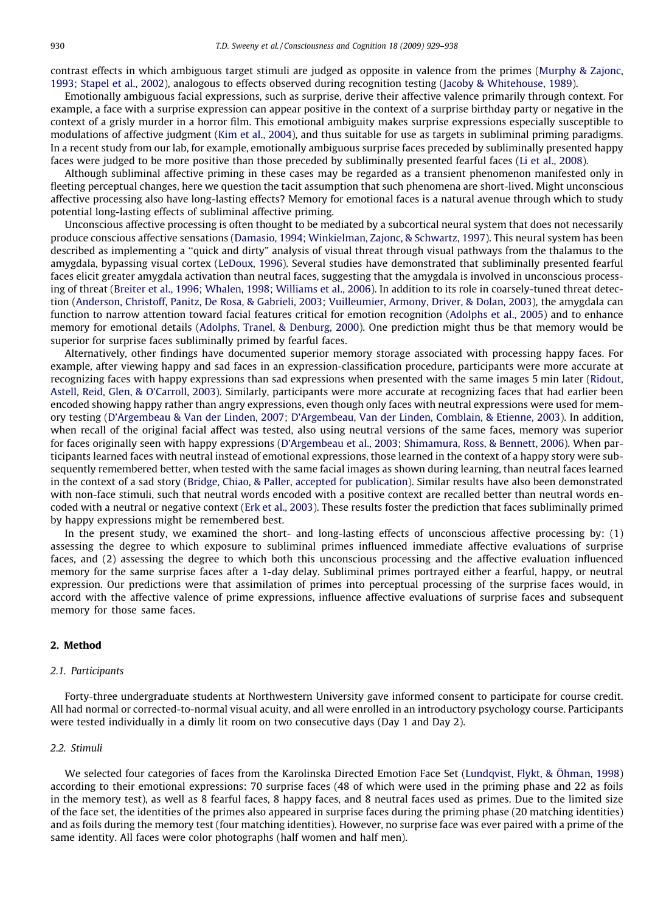contrast effects in which ambiguous target stimuli are judged as opposite in valence from the primes (Murphy & Zajonc, 1993; Stapel et al., 2002), analogous to effects observed during recognition testing (Jacoby & Whitehouse, 1989).

Emotionally ambiguous facial expressions, such as surprise, derive their affective valence primarily through context. For example, a face with a surprise expression can appear positive in the context of a surprise birthday party or negative in the context of a grisly murder in a horror film. This emotional ambiguity makes surprise expressions especially susceptible to modulations of affective judgment (Kim et al., 2004), and thus suitable for use as targets in subliminal priming paradigms. In a recent study from our lab, for example, emotionally ambiguous surprise faces preceded by subliminally presented happy faces were judged to be more positive than those preceded by subliminally presented fearful faces (Li et al., 2008).

Although subliminal affective priming in these cases may be regarded as a transient phenomenon manifested only in fleeting perceptual changes, here we question the tacit assumption that such phenomena are short-lived. Might unconscious affective processing also have long-lasting effects? Memory for emotional faces is a natural avenue through which to study potential long-lasting effects of subliminal affective priming.

Unconscious affective processing is often thought to be mediated by a subcortical neural system that does not necessarily produce conscious affective sensations (Damasio, 1994; Winkielman, Zajonc, & Schwartz, 1997). This neural system has been described as implementing a "quick and dirty" analysis of visual threat through visual pathways from the thalamus to the amygdala, bypassing visual cortex (LeDoux, 1996). Several studies have demonstrated that subliminally presented fearful faces elicit greater amygdala activation than neutral faces, suggesting that the amygdala is involved in unconscious processing of threat (Breiter et al., 1996; Whalen, 1998; Williams et al., 2006). In addition to its role in coarsely-tuned threat detection (Anderson, Christoff, Panitz, De Rosa, & Gabrieli, 2003; Vuilleumier, Armony, Driver, & Dolan, 2003), the amygdala can function to narrow attention toward facial features critical for emotion recognition (Adolphs et al., 2005) and to enhance memory for emotional details (Adolphs, Tranel, & Denburg, 2000). One prediction might thus be that memory would be superior for surprise faces subliminally primed by fearful faces.

Alternatively, other findings have documented superior memory storage associated with processing happy faces. For example, after viewing happy and sad faces in an expression-classification procedure, participants were more accurate at recognizing faces with happy expressions than sad expressions when presented with the same images 5 min later (Ridout, Astell, Reid, Glen, & O'Carroll, 2003). Similarly, participants were more accurate at recognizing faces that had earlier been encoded showing happy rather than angry expressions, even though only faces with neutral expressions were used for memory testing (D'Argembeau & Van der Linden, 2007; D'Argembeau, Van der Linden, Comblain, & Etienne, 2003). In addition, when recall of the original facial affect was tested, also using neutral versions of the same faces, memory was superior for faces originally seen with happy expressions (D'Argembeau et al., 2003; Shimamura, Ross, & Bennett, 2006). When participants learned faces with neutral instead of emotional expressions, those learned in the context of a happy story were subsequently remembered better, when tested with the same facial images as shown during learning, than neutral faces learned in the context of a sad story (Bridge, Chiao, & Paller, accepted for publication). Similar results have also been demonstrated with non-face stimuli, such that neutral words encoded with a positive context are recalled better than neutral words encoded with a neutral or negative context (Erk et al., 2003). These results foster the prediction that faces subliminally primed by happy expressions might be remembered best.

In the present study, we examined the short- and long-lasting effects of unconscious affective processing by: (1) assessing the degree to which exposure to subliminal primes influenced immediate affective evaluations of surprise faces, and (2) assessing the degree to which both this unconscious processing and the affective evaluation influenced memory for the same surprise faces after a 1-day delay. Subliminal primes portrayed either a fearful, happy, or neutral expression. Our predictions were that assimilation of primes into perceptual processing of the surprise faces would, in accord with the affective valence of prime expressions, influence affective evaluations of surprise faces and subsequent memory for those same faces.

## 2. Method

### 2.1. Participants

Forty-three undergraduate students at Northwestern University gave informed consent to participate for course credit. All had normal or corrected-to-normal visual acuity, and all were enrolled in an introductory psychology course. Participants were tested individually in a dimly lit room on two consecutive days (Day 1 and Day 2).

### 2.2. Stimuli

We selected four categories of faces from the Karolinska Directed Emotion Face Set (Lundqvist, Flykt, & Öhman, 1998) according to their emotional expressions: 70 surprise faces (48 of which were used in the priming phase and 22 as foils in the memory test), as well as 8 fearful faces, 8 happy faces, and 8 neutral faces used as primes. Due to the limited size of the face set, the identities of the primes also appeared in surprise faces during the priming phase (20 matching identities) and as foils during the memory test (four matching identities). However, no surprise face was ever paired with a prime of the same identity. All faces were color photographs (half women and half men).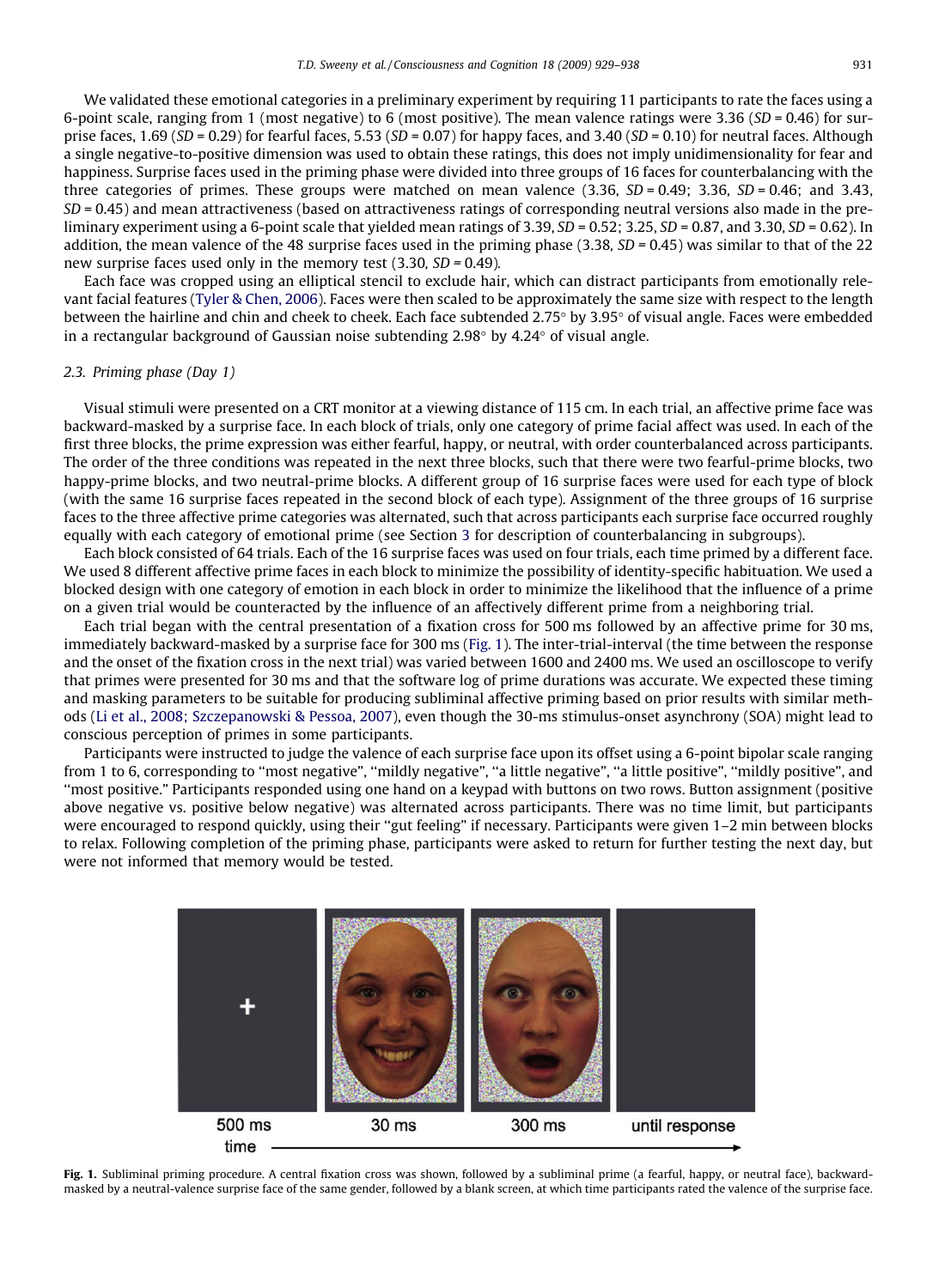We validated these emotional categories in a preliminary experiment by requiring 11 participants to rate the faces using a 6-point scale, ranging from 1 (most negative) to 6 (most positive). The mean valence ratings were 3.36 (*SD* = 0.46) for surprise faces, 1.69 (*SD* = 0.29) for fearful faces, 5.53 (*SD* = 0.07) for happy faces, and 3.40 (*SD* = 0.10) for neutral faces. Although a single negative-to-positive dimension was used to obtain these ratings, this does not imply unidimensionality for fear and happiness. Surprise faces used in the priming phase were divided into three groups of 16 faces for counterbalancing with the three categories of primes. These groups were matched on mean valence (3.36, *SD* = 0.49; 3.36, *SD* = 0.46; and 3.43, *SD* = 0.45) and mean attractiveness (based on attractiveness ratings of corresponding neutral versions also made in the preliminary experiment using a 6-point scale that yielded mean ratings of 3.39, *SD* = 0.52; 3.25, *SD* = 0.87, and 3.30, *SD* = 0.62). In addition, the mean valence of the 48 surprise faces used in the priming phase (3.38, *SD* = 0.45) was similar to that of the 22 new surprise faces used only in the memory test (3.30, *SD* = 0.49).

Each face was cropped using an elliptical stencil to exclude hair, which can distract participants from emotionally relevant facial features (Tyler & Chen, 2006). Faces were then scaled to be approximately the same size with respect to the length between the hairline and chin and cheek to cheek. Each face subtended 2.75° by 3.95° of visual angle. Faces were embedded in a rectangular background of Gaussian noise subtending 2.98° by 4.24° of visual angle.

### 2.3. Priming phase (Day 1)

Visual stimuli were presented on a CRT monitor at a viewing distance of 115 cm. In each trial, an affective prime face was backward-masked by a surprise face. In each block of trials, only one category of prime facial affect was used. In each of the first three blocks, the prime expression was either fearful, happy, or neutral, with order counterbalanced across participants. The order of the three conditions was repeated in the next three blocks, such that there were two fearful-prime blocks, two happy-prime blocks, and two neutral-prime blocks. A different group of 16 surprise faces were used for each type of block (with the same 16 surprise faces repeated in the second block of each type). Assignment of the three groups of 16 surprise faces to the three affective prime categories was alternated, such that across participants each surprise face occurred roughly equally with each category of emotional prime (see Section 3 for description of counterbalancing in subgroups).

Each block consisted of 64 trials. Each of the 16 surprise faces was used on four trials, each time primed by a different face. We used 8 different affective prime faces in each block to minimize the possibility of identity-specific habituation. We used a blocked design with one category of emotion in each block in order to minimize the likelihood that the influence of a prime on a given trial would be counteracted by the influence of an affectively different prime from a neighboring trial.

Each trial began with the central presentation of a fixation cross for 500 ms followed by an affective prime for 30 ms, immediately backward-masked by a surprise face for 300 ms (Fig. 1). The inter-trial-interval (the time between the response and the onset of the fixation cross in the next trial) was varied between 1600 and 2400 ms. We used an oscilloscope to verify that primes were presented for 30 ms and that the software log of prime durations was accurate. We expected these timing and masking parameters to be suitable for producing subliminal affective priming based on prior results with similar methods (Li et al., 2008; Szczepanowski & Pessoa, 2007), even though the 30-ms stimulus-onset asynchrony (SOA) might lead to conscious perception of primes in some participants.

Participants were instructed to judge the valence of each surprise face upon its offset using a 6-point bipolar scale ranging from 1 to 6, corresponding to "most negative", "mildly negative", "a little negative", "a little positive", "mildly positive", and "most positive." Participants responded using one hand on a keypad with buttons on two rows. Button assignment (positive above negative vs. positive below negative) was alternated across participants. There was no time limit, but participants were encouraged to respond quickly, using their "gut feeling" if necessary. Participants were given 1–2 min between blocks to relax. Following completion of the priming phase, participants were asked to return for further testing the next day, but were not informed that memory would be tested.

**Fig. 1.** Subliminal priming procedure. A central fixation cross was shown, followed by a subliminal prime (a fearful, happy, or neutral face), backward-masked by a neutral-valence surprise face of the same gender, followed by a blank screen, at which time participants rated the valence of the surprise face.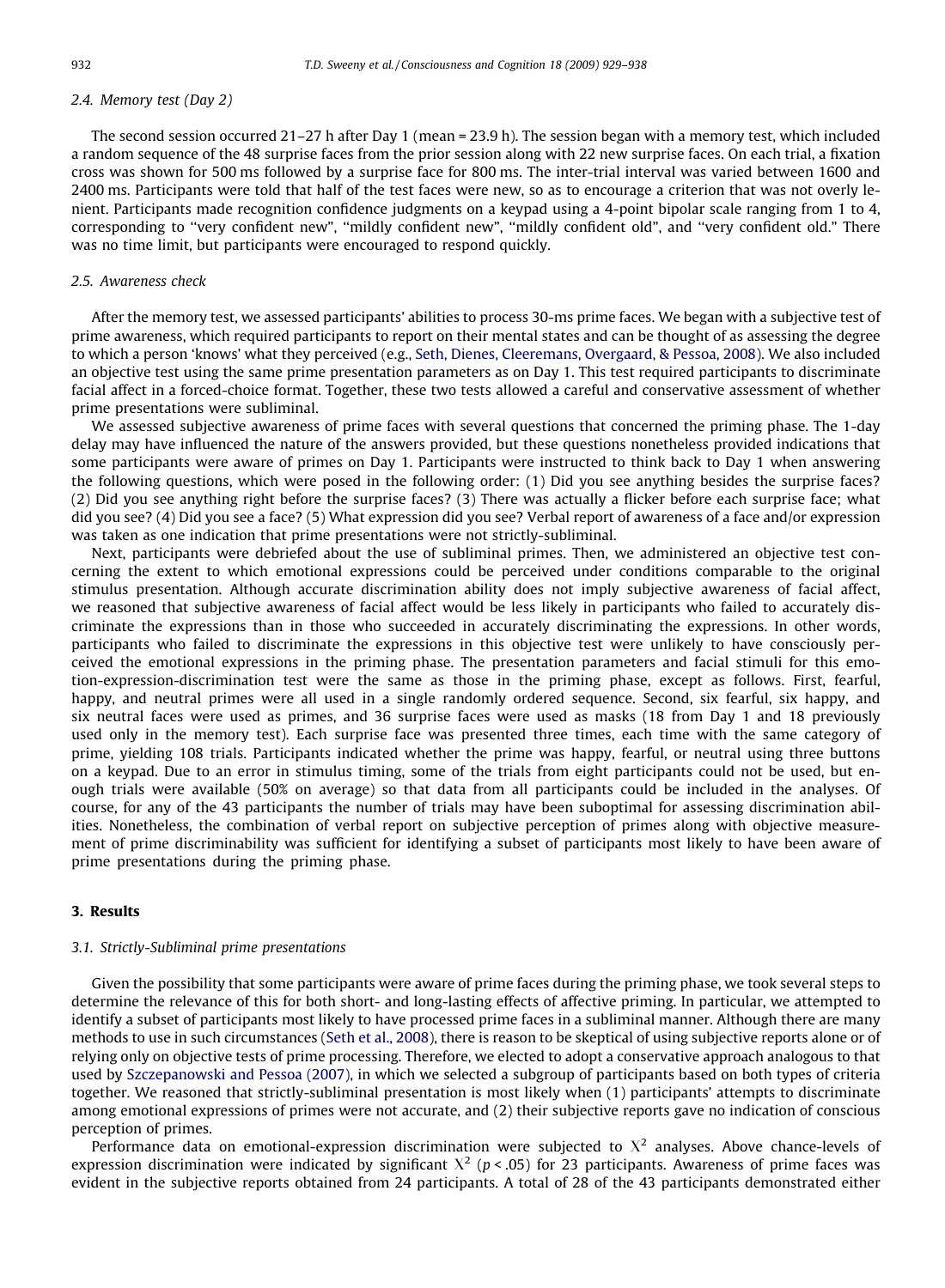### 2.4. Memory test (Day 2)

The second session occurred 21–27 h after Day 1 (mean = 23.9 h). The session began with a memory test, which included a random sequence of the 48 surprise faces from the prior session along with 22 new surprise faces. On each trial, a fixation cross was shown for 500 ms followed by a surprise face for 800 ms. The inter-trial interval was varied between 1600 and 2400 ms. Participants were told that half of the test faces were new, so as to encourage a criterion that was not overly lenient. Participants made recognition confidence judgments on a keypad using a 4-point bipolar scale ranging from 1 to 4, corresponding to "very confident new", "mildly confident new", "mildly confident old", and "very confident old." There was no time limit, but participants were encouraged to respond quickly.

### 2.5. Awareness check

After the memory test, we assessed participants' abilities to process 30-ms prime faces. We began with a subjective test of prime awareness, which required participants to report on their mental states and can be thought of as assessing the degree to which a person 'knows' what they perceived (e.g., Seth, Dienes, Cleeremans, Overgaard, & Pessoa, 2008). We also included an objective test using the same prime presentation parameters as on Day 1. This test required participants to discriminate facial affect in a forced-choice format. Together, these two tests allowed a careful and conservative assessment of whether prime presentations were subliminal.

We assessed subjective awareness of prime faces with several questions that concerned the priming phase. The 1-day delay may have influenced the nature of the answers provided, but these questions nonetheless provided indications that some participants were aware of primes on Day 1. Participants were instructed to think back to Day 1 when answering the following questions, which were posed in the following order: (1) Did you see anything besides the surprise faces? (2) Did you see anything right before the surprise faces? (3) There was actually a flicker before each surprise face; what did you see? (4) Did you see a face? (5) What expression did you see? Verbal report of awareness of a face and/or expression was taken as one indication that prime presentations were not strictly-subliminal.

Next, participants were debriefed about the use of subliminal primes. Then, we administered an objective test concerning the extent to which emotional expressions could be perceived under conditions comparable to the original stimulus presentation. Although accurate discrimination ability does not imply subjective awareness of facial affect, we reasoned that subjective awareness of facial affect would be less likely in participants who failed to accurately discriminate the expressions than in those who succeeded in accurately discriminating the expressions. In other words, participants who failed to discriminate the expressions in this objective test were unlikely to have consciously perceived the emotional expressions in the priming phase. The presentation parameters and facial stimuli for this emotion-expression-discrimination test were the same as those in the priming phase, except as follows. First, fearful, happy, and neutral primes were all used in a single randomly ordered sequence. Second, six fearful, six happy, and six neutral faces were used as primes, and 36 surprise faces were used as masks (18 from Day 1 and 18 previously used only in the memory test). Each surprise face was presented three times, each time with the same category of prime, yielding 108 trials. Participants indicated whether the prime was happy, fearful, or neutral using three buttons on a keypad. Due to an error in stimulus timing, some of the trials from eight participants could not be used, but enough trials were available (50% on average) so that data from all participants could be included in the analyses. Of course, for any of the 43 participants the number of trials may have been suboptimal for assessing discrimination abilities. Nonetheless, the combination of verbal report on subjective perception of primes along with objective measurement of prime discriminability was sufficient for identifying a subset of participants most likely to have been aware of prime presentations during the priming phase.

## 3. Results

### 3.1. Strictly-Subliminal prime presentations

Given the possibility that some participants were aware of prime faces during the priming phase, we took several steps to determine the relevance of this for both short- and long-lasting effects of affective priming. In particular, we attempted to identify a subset of participants most likely to have processed prime faces in a subliminal manner. Although there are many methods to use in such circumstances (Seth et al., 2008), there is reason to be skeptical of using subjective reports alone or of relying only on objective tests of prime processing. Therefore, we elected to adopt a conservative approach analogous to that used by Szczepanowski and Pessoa (2007), in which we selected a subgroup of participants based on both types of criteria together. We reasoned that strictly-subliminal presentation is most likely when (1) participants' attempts to discriminate among emotional expressions of primes were not accurate, and (2) their subjective reports gave no indication of conscious perception of primes.

Performance data on emotional-expression discrimination were subjected to $\chi^2$ analyses. Above chance-levels of expression discrimination were indicated by significant $\chi^2$ ($p < .05$) for 23 participants. Awareness of prime faces was evident in the subjective reports obtained from 24 participants. A total of 28 of the 43 participants demonstrated either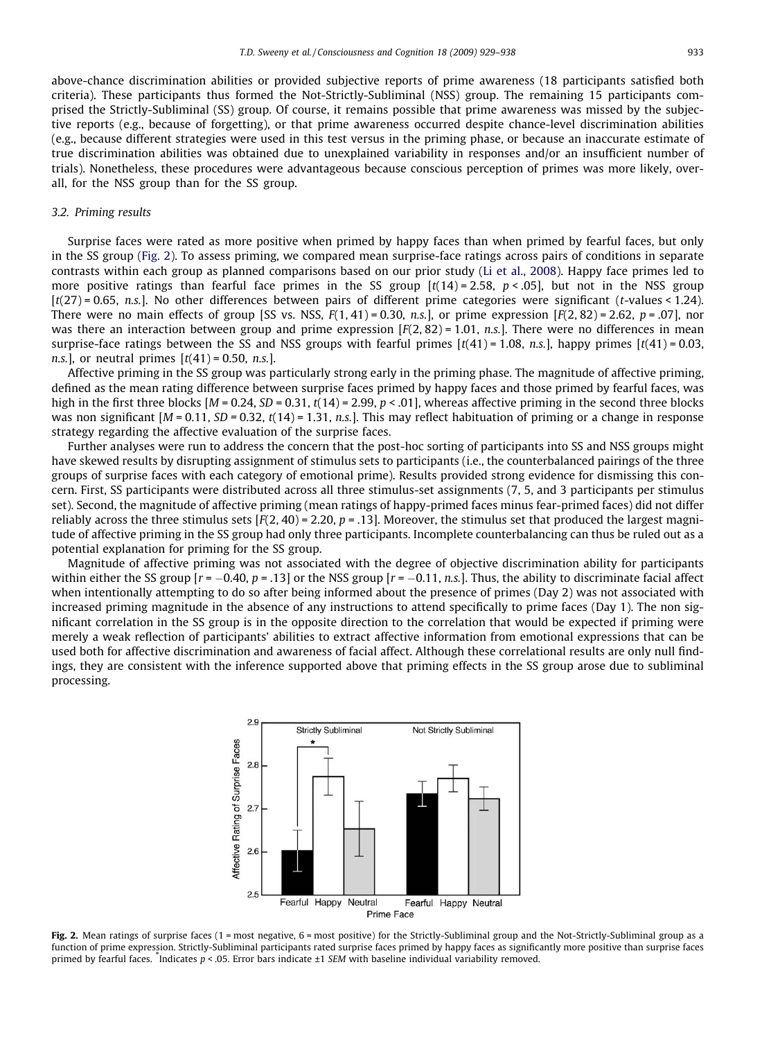above-chance discrimination abilities or provided subjective reports of prime awareness (18 participants satisfied both criteria). These participants thus formed the Not-Strictly-Subliminal (NSS) group. The remaining 15 participants comprised the Strictly-Subliminal (SS) group. Of course, it remains possible that prime awareness was missed by the subjective reports (e.g., because of forgetting), or that prime awareness occurred despite chance-level discrimination abilities (e.g., because different strategies were used in this test versus in the priming phase, or because an inaccurate estimate of true discrimination abilities was obtained due to unexplained variability in responses and/or an insufficient number of trials). Nonetheless, these procedures were advantageous because conscious perception of primes was more likely, overall, for the NSS group than for the SS group.

### 3.2. Priming results

Surprise faces were rated as more positive when primed by happy faces than when primed by fearful faces, but only in the SS group (Fig. 2). To assess priming, we compared mean surprise-face ratings across pairs of conditions in separate contrasts within each group as planned comparisons based on our prior study (Li et al., 2008). Happy face primes led to more positive ratings than fearful face primes in the SS group [$t(14) = 2.58$, $p < .05$], but not in the NSS group [$t(27) = 0.65$, *n.s.*]. No other differences between pairs of different prime categories were significant ($t$-values < 1.24). There were no main effects of group [SS vs. NSS, $F(1, 41) = 0.30$, *n.s.*], or prime expression [$F(2, 82) = 2.62$, $p = .07$], nor was there an interaction between group and prime expression [$F(2, 82) = 1.01$, *n.s.*]. There were no differences in mean surprise-face ratings between the SS and NSS groups with fearful primes [$t(41) = 1.08$, *n.s.*], happy primes [$t(41) = 0.03$, *n.s.*], or neutral primes [$t(41) = 0.50$, *n.s.*].

Affective priming in the SS group was particularly strong early in the priming phase. The magnitude of affective priming, defined as the mean rating difference between surprise faces primed by happy faces and those primed by fearful faces, was high in the first three blocks [$M = 0.24$, $SD = 0.31$, $t(14) = 2.99$, $p < .01$], whereas affective priming in the second three blocks was non significant [$M = 0.11$, $SD = 0.32$, $t(14) = 1.31$, *n.s.*]. This may reflect habituation of priming or a change in response strategy regarding the affective evaluation of the surprise faces.

Further analyses were run to address the concern that the post-hoc sorting of participants into SS and NSS groups might have skewed results by disrupting assignment of stimulus sets to participants (i.e., the counterbalanced pairings of the three groups of surprise faces with each category of emotional prime). Results provided strong evidence for dismissing this concern. First, SS participants were distributed across all three stimulus-set assignments (7, 5, and 3 participants per stimulus set). Second, the magnitude of affective priming (mean ratings of happy-primed faces minus fear-primed faces) did not differ reliably across the three stimulus sets [$F(2, 40) = 2.20$, $p = .13$]. Moreover, the stimulus set that produced the largest magnitude of affective priming in the SS group had only three participants. Incomplete counterbalancing can thus be ruled out as a potential explanation for priming for the SS group.

Magnitude of affective priming was not associated with the degree of objective discrimination ability for participants within either the SS group [$r = -0.40$, $p = .13$] or the NSS group [$r = -0.11$, *n.s.*]. Thus, the ability to discriminate facial affect when intentionally attempting to do so after being informed about the presence of primes (Day 2) was not associated with increased priming magnitude in the absence of any instructions to attend specifically to prime faces (Day 1). The non significant correlation in the SS group is in the opposite direction to the correlation that would be expected if priming were merely a weak reflection of participants' abilities to extract affective information from emotional expressions that can be used both for affective discrimination and awareness of facial affect. Although these correlational results are only null findings, they are consistent with the inference supported above that priming effects in the SS group arose due to subliminal processing.

**Fig. 2.** Mean ratings of surprise faces (1 = most negative, 6 = most positive) for the Strictly-Subliminal group and the Not-Strictly-Subliminal group as a function of prime expression. Strictly-Subliminal participants rated surprise faces primed by happy faces as significantly more positive than surprise faces primed by fearful faces. *Indicates $p < .05$. Error bars indicate ±1 *SEM* with baseline individual variability removed.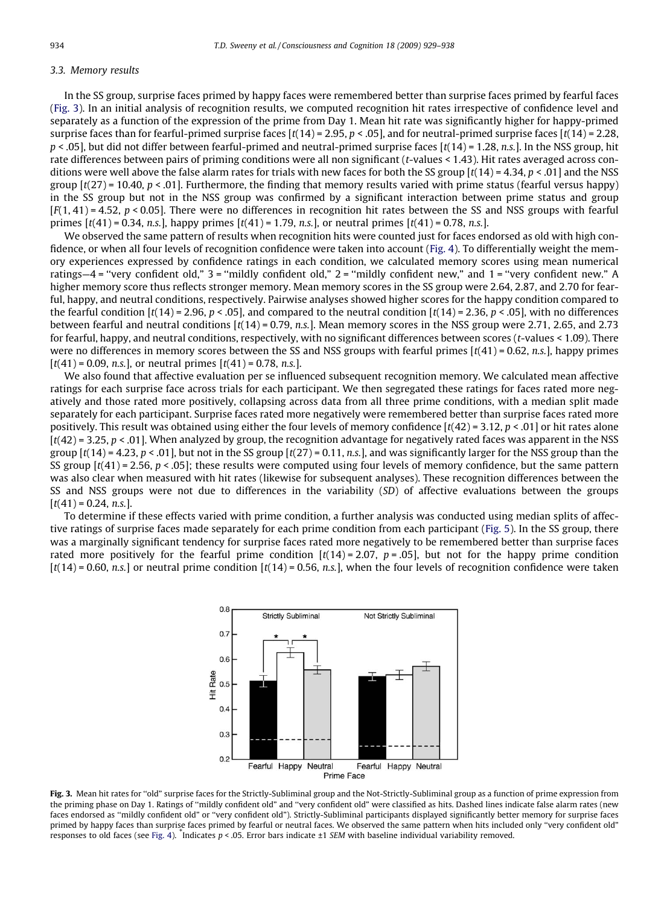### 3.3. Memory results

In the SS group, surprise faces primed by happy faces were remembered better than surprise faces primed by fearful faces (Fig. 3). In an initial analysis of recognition results, we computed recognition hit rates irrespective of confidence level and separately as a function of the expression of the prime from Day 1. Mean hit rate was significantly higher for happy-primed surprise faces than for fearful-primed surprise faces [$t(14) = 2.95$, $p < .05$], and for neutral-primed surprise faces [$t(14) = 2.28$, $p < .05$], but did not differ between fearful-primed and neutral-primed surprise faces [$t(14) = 1.28$, *n.s.*]. In the NSS group, hit rate differences between pairs of priming conditions were all non significant ($t$-values < 1.43). Hit rates averaged across conditions were well above the false alarm rates for trials with new faces for both the SS group [$t(14) = 4.34$, $p < .01$] and the NSS group [$t(27) = 10.40$, $p < .01$]. Furthermore, the finding that memory results varied with prime status (fearful versus happy) in the SS group but not in the NSS group was confirmed by a significant interaction between prime status and group [$F(1, 41) = 4.52$, $p < 0.05$]. There were no differences in recognition hit rates between the SS and NSS groups with fearful primes [$t(41) = 0.34$, *n.s.*], happy primes [$t(41) = 1.79$, *n.s.*], or neutral primes [$t(41) = 0.78$, *n.s.*].

We observed the same pattern of results when recognition hits were counted just for faces endorsed as old with high confidence, or when all four levels of recognition confidence were taken into account (Fig. 4). To differentially weight the memory experiences expressed by confidence ratings in each condition, we calculated memory scores using mean numerical ratings—4 = "very confident old," 3 = "mildly confident old," 2 = "mildly confident new," and 1 = "very confident new." A higher memory score thus reflects stronger memory. Mean memory scores in the SS group were 2.64, 2.87, and 2.70 for fearful, happy, and neutral conditions, respectively. Pairwise analyses showed higher scores for the happy condition compared to the fearful condition [$t(14) = 2.96$, $p < .05$], and compared to the neutral condition [$t(14) = 2.36$, $p < .05$], with no differences between fearful and neutral conditions [$t(14) = 0.79$, *n.s.*]. Mean memory scores in the NSS group were 2.71, 2.65, and 2.73 for fearful, happy, and neutral conditions, respectively, with no significant differences between scores ($t$-values < 1.09). There were no differences in memory scores between the SS and NSS groups with fearful primes [$t(41) = 0.62$, *n.s.*], happy primes [$t(41) = 0.09$, *n.s.*], or neutral primes [$t(41) = 0.78$, *n.s.*].

We also found that affective evaluation per se influenced subsequent recognition memory. We calculated mean affective ratings for each surprise face across trials for each participant. We then segregated these ratings for faces rated more negatively and those rated more positively, collapsing across data from all three prime conditions, with a median split made separately for each participant. Surprise faces rated more negatively were remembered better than surprise faces rated more positively. This result was obtained using either the four levels of memory confidence [$t(42) = 3.12$, $p < .01$] or hit rates alone [$t(42) = 3.25$, $p < .01$]. When analyzed by group, the recognition advantage for negatively rated faces was apparent in the NSS group [$t(14) = 4.23$, $p < .01$], but not in the SS group [$t(27) = 0.11$, *n.s.*], and was significantly larger for the NSS group than the SS group [$t(41) = 2.56$, $p < .05$]; these results were computed using four levels of memory confidence, but the same pattern was also clear when measured with hit rates (likewise for subsequent analyses). These recognition differences between the SS and NSS groups were not due to differences in the variability (*SD*) of affective evaluations between the groups [$t(41) = 0.24$, *n.s.*].

To determine if these effects varied with prime condition, a further analysis was conducted using median splits of affective ratings of surprise faces made separately for each prime condition from each participant (Fig. 5). In the SS group, there was a marginally significant tendency for surprise faces rated more negatively to be remembered better than surprise faces rated more positively for the fearful prime condition [$t(14) = 2.07$, $p = .05$], but not for the happy prime condition [$t(14) = 0.60$, *n.s.*] or neutral prime condition [$t(14) = 0.56$, *n.s.*], when the four levels of recognition confidence were taken

**Fig. 3.** Mean hit rates for "old" surprise faces for the Strictly-Subliminal group and the Not-Strictly-Subliminal group as a function of prime expression from the priming phase on Day 1. Ratings of "mildly confident old" and "very confident old" were classified as hits. Dashed lines indicate false alarm rates (new faces endorsed as "mildly confident old" or "very confident old"). Strictly-Subliminal participants displayed significantly better memory for surprise faces primed by happy faces than surprise faces primed by fearful or neutral faces. We observed the same pattern when hits included only "very confident old" responses to old faces (see Fig. 4). *Indicates $p < .05$. Error bars indicate ±1 *SEM* with baseline individual variability removed.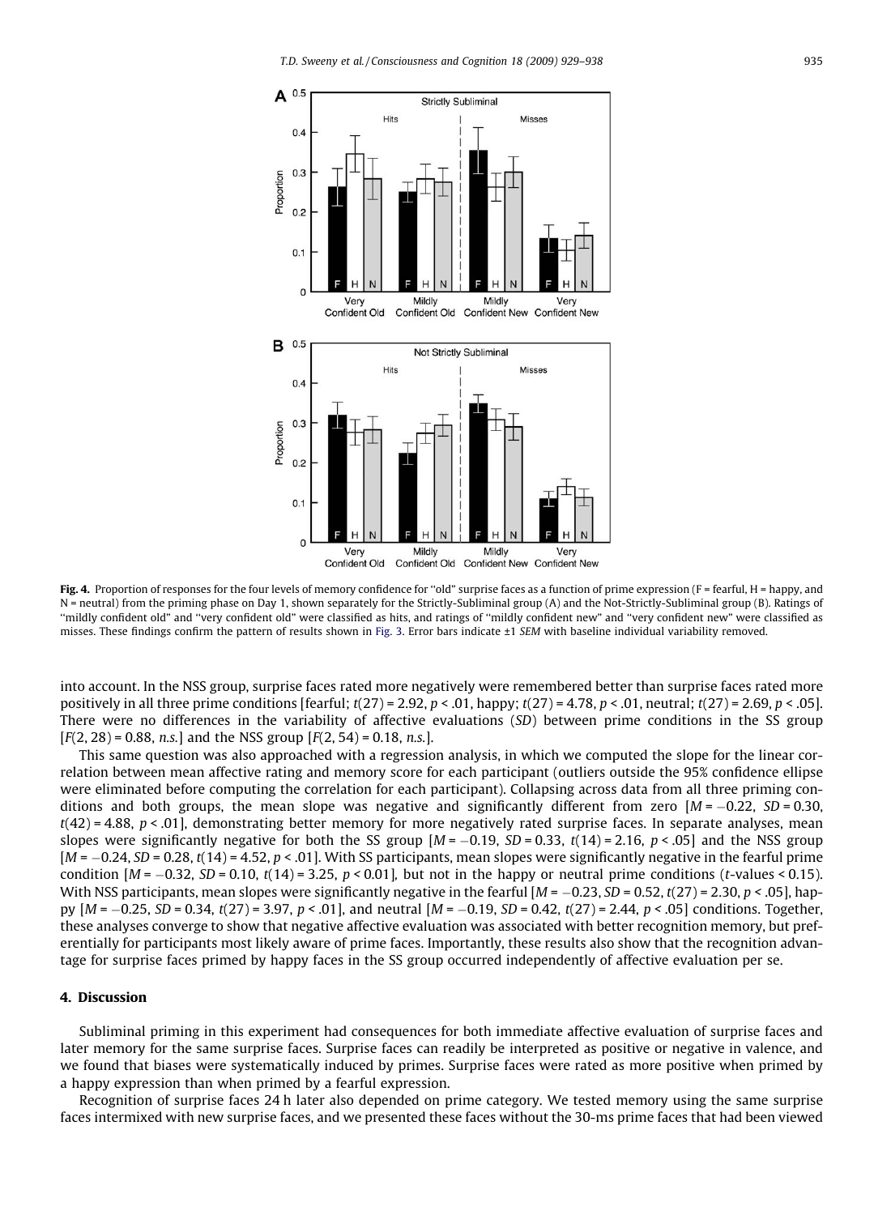**Fig. 4.** Proportion of responses for the four levels of memory confidence for "old" surprise faces as a function of prime expression (F = fearful, H = happy, and N = neutral) from the priming phase on Day 1, shown separately for the Strictly-Subliminal group (A) and the Not-Strictly-Subliminal group (B). Ratings of "mildly confident old" and "very confident old" were classified as hits, and ratings of "mildly confident new" and "very confident new" were classified as misses. These findings confirm the pattern of results shown in Fig. 3. Error bars indicate ±1 *SEM* with baseline individual variability removed.

into account. In the NSS group, surprise faces rated more negatively were remembered better than surprise faces rated more positively in all three prime conditions [fearful; $t(27) = 2.92$, $p < .01$, happy; $t(27) = 4.78$, $p < .01$, neutral; $t(27) = 2.69$, $p < .05$]. There were no differences in the variability of affective evaluations (*SD*) between prime conditions in the SS group [$F(2, 28) = 0.88$, *n.s.*] and the NSS group [$F(2, 54) = 0.18$, *n.s.*].

This same question was also approached with a regression analysis, in which we computed the slope for the linear correlation between mean affective rating and memory score for each participant (outliers outside the 95% confidence ellipse were eliminated before computing the correlation for each participant). Collapsing across data from all three priming conditions and both groups, the mean slope was negative and significantly different from zero [$M = -0.22$, $SD = 0.30$, $t(42) = 4.88$, $p < .01$], demonstrating better memory for more negatively rated surprise faces. In separate analyses, mean slopes were significantly negative for both the SS group [$M = -0.19$, $SD = 0.33$, $t(14) = 2.16$, $p < .05$] and the NSS group [$M = -0.24$, $SD = 0.28$, $t(14) = 4.52$, $p < .01$]. With SS participants, mean slopes were significantly negative in the fearful prime condition [$M = -0.32$, $SD = 0.10$, $t(14) = 3.25$, $p < 0.01$], but not in the happy or neutral prime conditions ($t$-values < 0.15). With NSS participants, mean slopes were significantly negative in the fearful [$M = -0.23$, $SD = 0.52$, $t(27) = 2.30$, $p < .05$], happy [$M = -0.25$, $SD = 0.34$, $t(27) = 3.97$, $p < .01$], and neutral [$M = -0.19$, $SD = 0.42$, $t(27) = 2.44$, $p < .05$] conditions. Together, these analyses converge to show that negative affective evaluation was associated with better recognition memory, but preferentially for participants most likely aware of prime faces. Importantly, these results also show that the recognition advantage for surprise faces primed by happy faces in the SS group occurred independently of affective evaluation per se.

## 4. Discussion

Subliminal priming in this experiment had consequences for both immediate affective evaluation of surprise faces and later memory for the same surprise faces. Surprise faces can readily be interpreted as positive or negative in valence, and we found that biases were systematically induced by primes. Surprise faces were rated as more positive when primed by a happy expression than when primed by a fearful expression.

Recognition of surprise faces 24 h later also depended on prime category. We tested memory using the same surprise faces intermixed with new surprise faces, and we presented these faces without the 30-ms prime faces that had been viewed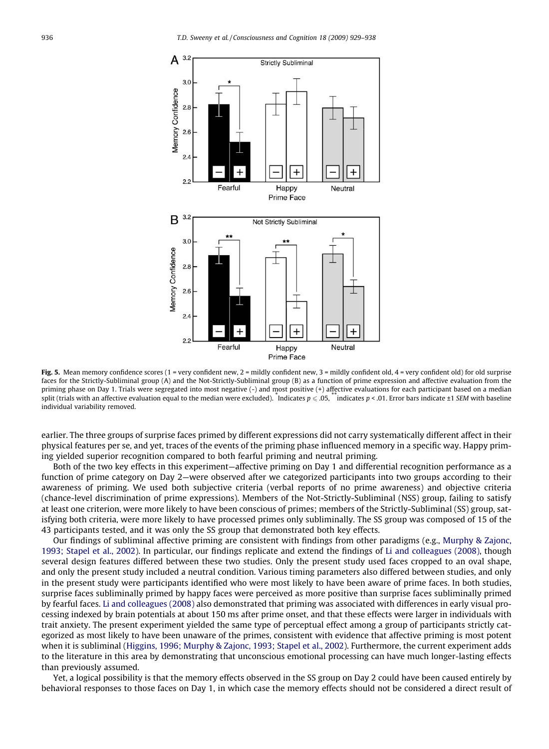**Fig. 5.** Mean memory confidence scores (1 = very confident new, 2 = mildly confident new, 3 = mildly confident old, 4 = very confident old) for old surprise faces for the Strictly-Subliminal group (A) and the Not-Strictly-Subliminal group (B) as a function of prime expression and affective evaluation from the priming phase on Day 1. Trials were segregated into most negative (-) and most positive (+) affective evaluations for each participant based on a median split (trials with an affective evaluation equal to the median were excluded). *Indicates $p \leqslant .05$, **indicates $p < .01$. Error bars indicate ±1 *SEM* with baseline individual variability removed.

earlier. The three groups of surprise faces primed by different expressions did not carry systematically different affect in their physical features per se, and yet, traces of the events of the priming phase influenced memory in a specific way. Happy priming yielded superior recognition compared to both fearful priming and neutral priming.

Both of the two key effects in this experiment—affective priming on Day 1 and differential recognition performance as a function of prime category on Day 2—were observed after we categorized participants into two groups according to their awareness of priming. We used both subjective criteria (verbal reports of no prime awareness) and objective criteria (chance-level discrimination of prime expressions). Members of the Not-Strictly-Subliminal (NSS) group, failing to satisfy at least one criterion, were more likely to have been conscious of primes; members of the Strictly-Subliminal (SS) group, satisfying both criteria, were more likely to have processed primes only subliminally. The SS group was composed of 15 of the 43 participants tested, and it was only the SS group that demonstrated both key effects.

Our findings of subliminal affective priming are consistent with findings from other paradigms (e.g., Murphy & Zajonc, 1993; Stapel et al., 2002). In particular, our findings replicate and extend the findings of Li and colleagues (2008), though several design features differed between these two studies. Only the present study used faces cropped to an oval shape, and only the present study included a neutral condition. Various timing parameters also differed between studies, and only in the present study were participants identified who were most likely to have been aware of prime faces. In both studies, surprise faces subliminally primed by happy faces were perceived as more positive than surprise faces subliminally primed by fearful faces. Li and colleagues (2008) also demonstrated that priming was associated with differences in early visual processing indexed by brain potentials at about 150 ms after prime onset, and that these effects were larger in individuals with trait anxiety. The present experiment yielded the same type of perceptual effect among a group of participants strictly categorized as most likely to have been unaware of the primes, consistent with evidence that affective priming is most potent when it is subliminal (Higgins, 1996; Murphy & Zajonc, 1993; Stapel et al., 2002). Furthermore, the current experiment adds to the literature in this area by demonstrating that unconscious emotional processing can have much longer-lasting effects than previously assumed.

Yet, a logical possibility is that the memory effects observed in the SS group on Day 2 could have been caused entirely by behavioral responses to those faces on Day 1, in which case the memory effects should not be considered a direct result of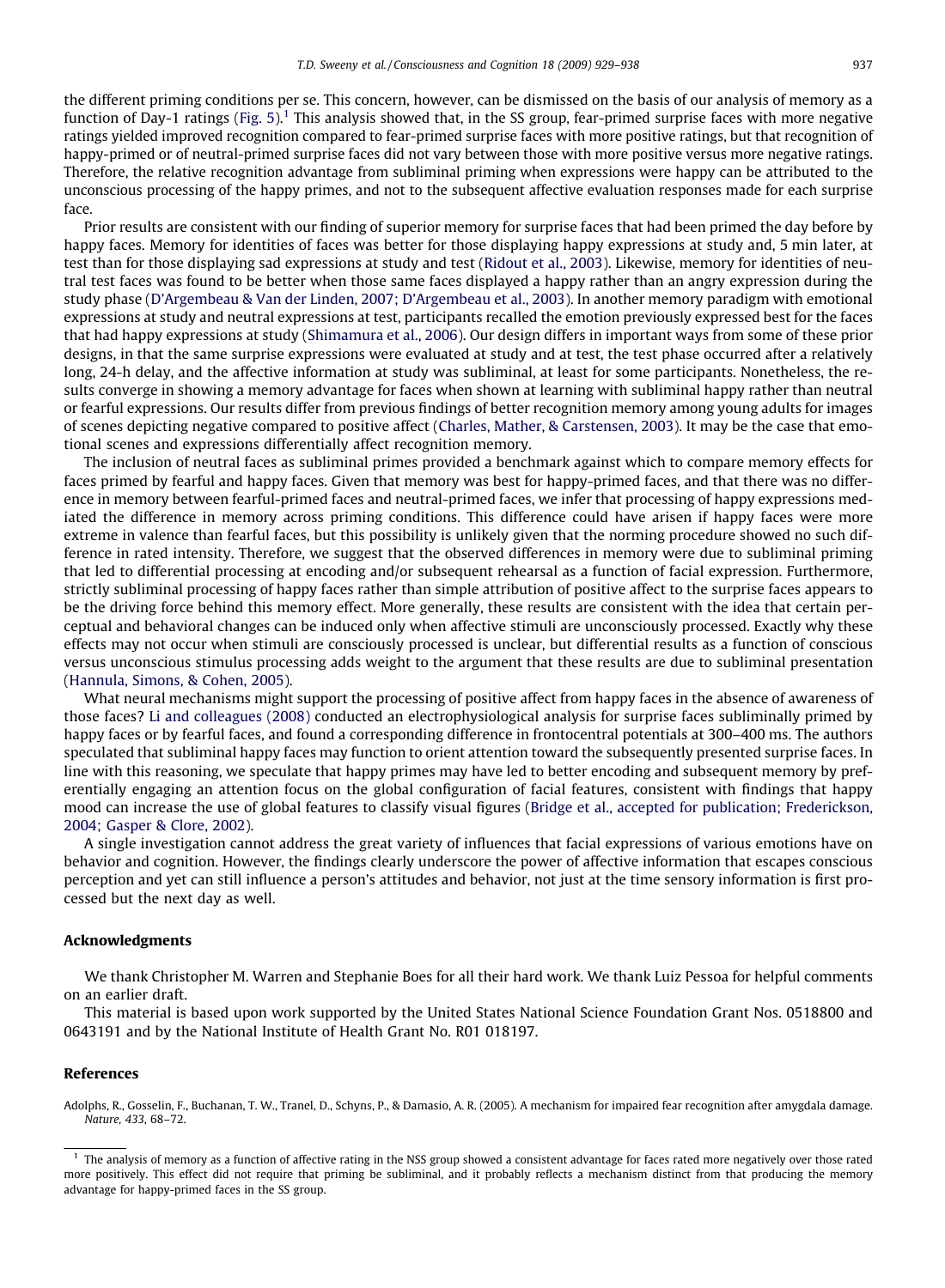the different priming conditions per se. This concern, however, can be dismissed on the basis of our analysis of memory as a function of Day-1 ratings (Fig. 5).[1] This analysis showed that, in the SS group, fear-primed surprise faces with more negative ratings yielded improved recognition compared to fear-primed surprise faces with more positive ratings, but that recognition of happy-primed or of neutral-primed surprise faces did not vary between those with more positive versus more negative ratings. Therefore, the relative recognition advantage from subliminal priming when expressions were happy can be attributed to the unconscious processing of the happy primes, and not to the subsequent affective evaluation responses made for each surprise face.

Prior results are consistent with our finding of superior memory for surprise faces that had been primed the day before by happy faces. Memory for identities of faces was better for those displaying happy expressions at study and, 5 min later, at test than for those displaying sad expressions at study and test (Ridout et al., 2003). Likewise, memory for identities of neutral test faces was found to be better when those same faces displayed a happy rather than an angry expression during the study phase (D'Argembeau & Van der Linden, 2007; D'Argembeau et al., 2003). In another memory paradigm with emotional expressions at study and neutral expressions at test, participants recalled the emotion previously expressed best for the faces that had happy expressions at study (Shimamura et al., 2006). Our design differs in important ways from some of these prior designs, in that the same surprise expressions were evaluated at study and at test, the test phase occurred after a relatively long, 24-h delay, and the affective information at study was subliminal, at least for some participants. Nonetheless, the results converge in showing a memory advantage for faces when shown at learning with subliminal happy rather than neutral or fearful expressions. Our results differ from previous findings of better recognition memory among young adults for images of scenes depicting negative compared to positive affect (Charles, Mather, & Carstensen, 2003). It may be the case that emotional scenes and expressions differentially affect recognition memory.

The inclusion of neutral faces as subliminal primes provided a benchmark against which to compare memory effects for faces primed by fearful and happy faces. Given that memory was best for happy-primed faces, and that there was no difference in memory between fearful-primed faces and neutral-primed faces, we infer that processing of happy expressions mediated the difference in memory across priming conditions. This difference could have arisen if happy faces were more extreme in valence than fearful faces, but this possibility is unlikely given that the norming procedure showed no such difference in rated intensity. Therefore, we suggest that the observed differences in memory were due to subliminal priming that led to differential processing at encoding and/or subsequent rehearsal as a function of facial expression. Furthermore, strictly subliminal processing of happy faces rather than simple attribution of positive affect to the surprise faces appears to be the driving force behind this memory effect. More generally, these results are consistent with the idea that certain perceptual and behavioral changes can be induced only when affective stimuli are unconsciously processed. Exactly why these effects may not occur when stimuli are consciously processed is unclear, but differential results as a function of conscious versus unconscious stimulus processing adds weight to the argument that these results are due to subliminal presentation (Hannula, Simons, & Cohen, 2005).

What neural mechanisms might support the processing of positive affect from happy faces in the absence of awareness of those faces? Li and colleagues (2008) conducted an electrophysiological analysis for surprise faces subliminally primed by happy faces or by fearful faces, and found a corresponding difference in frontocentral potentials at 300–400 ms. The authors speculated that subliminal happy faces may function to orient attention toward the subsequently presented surprise faces. In line with this reasoning, we speculate that happy primes may have led to better encoding and subsequent memory by preferentially engaging an attention focus on the global configuration of facial features, consistent with findings that happy mood can increase the use of global features to classify visual figures (Bridge et al., accepted for publication; Frederickson, 2004; Gasper & Clore, 2002).

A single investigation cannot address the great variety of influences that facial expressions of various emotions have on behavior and cognition. However, the findings clearly underscore the power of affective information that escapes conscious perception and yet can still influence a person's attitudes and behavior, not just at the time sensory information is first processed but the next day as well.

## Acknowledgments

We thank Christopher M. Warren and Stephanie Boes for all their hard work. We thank Luiz Pessoa for helpful comments on an earlier draft.

This material is based upon work supported by the United States National Science Foundation Grant Nos. 0518800 and 0643191 and by the National Institute of Health Grant No. R01 018197.

## References

Adolphs, R., Gosselin, F., Buchanan, T. W., Tranel, D., Schyns, P., & Damasio, A. R. (2005). A mechanism for impaired fear recognition after amygdala damage. *Nature, 433*, 68–72.

[1] The analysis of memory as a function of affective rating in the NSS group showed a consistent advantage for faces rated more negatively over those rated more positively. This effect did not require that priming be subliminal, and it probably reflects a mechanism distinct from that producing the memory advantage for happy-primed faces in the SS group.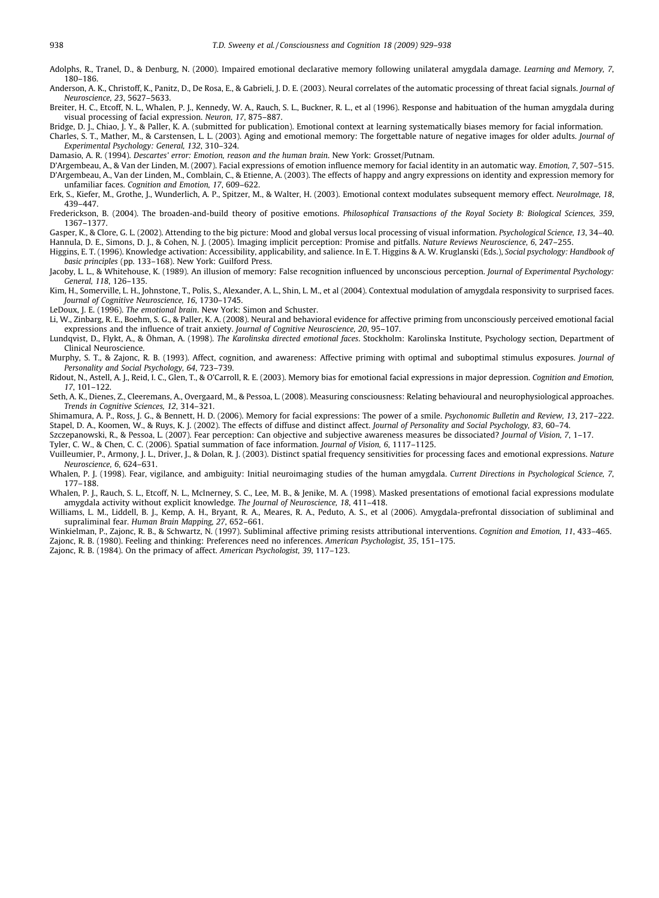Adolphs, R., Tranel, D., & Denburg, N. (2000). Impaired emotional declarative memory following unilateral amygdala damage. *Learning and Memory, 7*, 180–186.

Anderson, A. K., Christoff, K., Panitz, D., De Rosa, E., & Gabrieli, J. D. E. (2003). Neural correlates of the automatic processing of threat facial signals. *Journal of Neuroscience, 23*, 5627–5633.

Breiter, H. C., Etcoff, N. L., Whalen, P. J., Kennedy, W. A., Rauch, S. L., Buckner, R. L., et al (1996). Response and habituation of the human amygdala during visual processing of facial expression. *Neuron, 17*, 875–887.

Bridge, D. J., Chiao, J. Y., & Paller, K. A. (submitted for publication). Emotional context at learning systematically biases memory for facial information.

Charles, S. T., Mather, M., & Carstensen, L. L. (2003). Aging and emotional memory: The forgettable nature of negative images for older adults. *Journal of Experimental Psychology: General, 132*, 310–324.

Damasio, A. R. (1994). *Descartes' error: Emotion, reason and the human brain*. New York: Grosset/Putnam.

D'Argembeau, A., & Van der Linden, M. (2007). Facial expressions of emotion influence memory for facial identity in an automatic way. *Emotion, 7*, 507–515.

D'Argembeau, A., Van der Linden, M., Comblain, C., & Etienne, A. (2003). The effects of happy and angry expressions on identity and expression memory for unfamiliar faces. *Cognition and Emotion, 17*, 609–622.

Erk, S., Kiefer, M., Grothe, J., Wunderlich, A. P., Spitzer, M., & Walter, H. (2003). Emotional context modulates subsequent memory effect. *NeuroImage, 18*, 439–447.

Frederickson, B. (2004). The broaden-and-build theory of positive emotions. *Philosophical Transactions of the Royal Society B: Biological Sciences, 359*, 1367–1377.

Gasper, K., & Clore, G. L. (2002). Attending to the big picture: Mood and global versus local processing of visual information. *Psychological Science, 13*, 34–40.

Hannula, D. E., Simons, D. J., & Cohen, N. J. (2005). Imaging implicit perception: Promise and pitfalls. *Nature Reviews Neuroscience, 6*, 247–255.

Higgins, E. T. (1996). Knowledge activation: Accessibility, applicability, and salience. In E. T. Higgins & A. W. Kruglanski (Eds.), *Social psychology: Handbook of basic principles* (pp. 133–168). New York: Guilford Press.

Jacoby, L. L., & Whitehouse, K. (1989). An illusion of memory: False recognition influenced by unconscious perception. *Journal of Experimental Psychology: General, 118*, 126–135.

Kim, H., Somerville, L. H., Johnstone, T., Polis, S., Alexander, A. L., Shin, L. M., et al (2004). Contextual modulation of amygdala responsivity to surprised faces. *Journal of Cognitive Neuroscience, 16*, 1730–1745.

LeDoux, J. E. (1996). *The emotional brain*. New York: Simon and Schuster.

Li, W., Zinbarg, R. E., Boehm, S. G., & Paller, K. A. (2008). Neural and behavioral evidence for affective priming from unconsciously perceived emotional facial expressions and the influence of trait anxiety. *Journal of Cognitive Neuroscience, 20*, 95–107.

Lundqvist, D., Flykt, A., & Öhman, A. (1998). *The Karolinska directed emotional faces*. Stockholm: Karolinska Institute, Psychology section, Department of Clinical Neuroscience.

Murphy, S. T., & Zajonc, R. B. (1993). Affect, cognition, and awareness: Affective priming with optimal and suboptimal stimulus exposures. *Journal of Personality and Social Psychology, 64*, 723–739.

Ridout, N., Astell, A. J., Reid, I. C., Glen, T., & O'Carroll, R. E. (2003). Memory bias for emotional facial expressions in major depression. *Cognition and Emotion, 17*, 101–122.

Seth, A. K., Dienes, Z., Cleeremans, A., Overgaard, M., & Pessoa, L. (2008). Measuring consciousness: Relating behavioural and neurophysiological approaches. *Trends in Cognitive Sciences, 12*, 314–321.

Shimamura, A. P., Ross, J. G., & Bennett, H. D. (2006). Memory for facial expressions: The power of a smile. *Psychonomic Bulletin and Review, 13*, 217–222.

Stapel, D. A., Koomen, W., & Ruys, K. J. (2002). The effects of diffuse and distinct affect. *Journal of Personality and Social Psychology, 83*, 60–74.

Szczepanowski, R., & Pessoa, L. (2007). Fear perception: Can objective and subjective awareness measures be dissociated? *Journal of Vision, 7*, 1–17.

Tyler, C. W., & Chen, C. C. (2006). Spatial summation of face information. *Journal of Vision, 6*, 1117–1125.

Vuilleumier, P., Armony, J. L., Driver, J., & Dolan, R. J. (2003). Distinct spatial frequency sensitivities for processing faces and emotional expressions. *Nature Neuroscience, 6*, 624–631.

Whalen, P. J. (1998). Fear, vigilance, and ambiguity: Initial neuroimaging studies of the human amygdala. *Current Directions in Psychological Science, 7*, 177–188.

Whalen, P. J., Rauch, S. L., Etcoff, N. L., McInerney, S. C., Lee, M. B., & Jenike, M. A. (1998). Masked presentations of emotional facial expressions modulate amygdala activity without explicit knowledge. *The Journal of Neuroscience, 18*, 411–418.

Williams, L. M., Liddell, B. J., Kemp, A. H., Bryant, R. A., Meares, R. A., Peduto, A. S., et al (2006). Amygdala-prefrontal dissociation of subliminal and supraliminal fear. *Human Brain Mapping, 27*, 652–661.

Winkielman, P., Zajonc, R. B., & Schwartz, N. (1997). Subliminal affective priming resists attributional interventions. *Cognition and Emotion, 11*, 433–465.

Zajonc, R. B. (1980). Feeling and thinking: Preferences need no inferences. *American Psychologist, 35*, 151–175.

Zajonc, R. B. (1984). On the primacy of affect. *American Psychologist, 39*, 117–123.